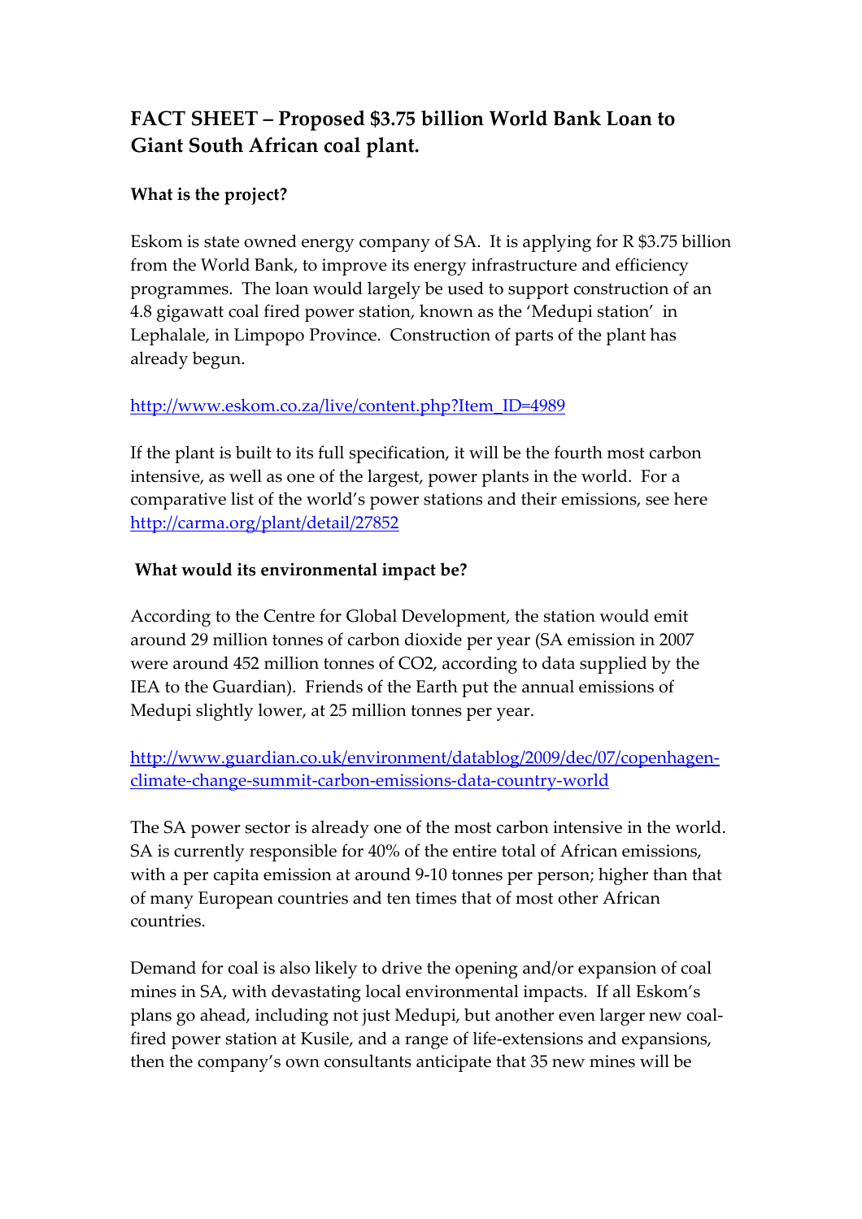# FACT SHEET – Proposed \$3.75 billion World Bank Loan to Giant South African coal plant.

### What is the project?

Eskom is state owned energy company of SA. It is applying for R \$3.75 billion from the World Bank, to improve its energy infrastructure and efficiency programmes. The loan would largely be used to support construction of an 4.8 gigawatt coal fired power station, known as the 'Medupi station' in Lephalale, in Limpopo Province. Construction of parts of the plant has already begun.

http://www.eskom.co.za/live/content.php?Item_ID=4989

If the plant is built to its full specification, it will be the fourth most carbon intensive, as well as one of the largest, power plants in the world. For a comparative list of the world's power stations and their emissions, see here http://carma.org/plant/detail/27852

### What would its environmental impact be?

According to the Centre for Global Development, the station would emit around 29 million tonnes of carbon dioxide per year (SA emission in 2007 were around 452 million tonnes of $CO_2$, according to data supplied by the IEA to the Guardian). Friends of the Earth put the annual emissions of Medupi slightly lower, at 25 million tonnes per year.

http://www.guardian.co.uk/environment/datablog/2009/dec/07/copenhagen-climate-change-summit-carbon-emissions-data-country-world

The SA power sector is already one of the most carbon intensive in the world. SA is currently responsible for 40% of the entire total of African emissions, with a per capita emission at around 9-10 tonnes per person; higher than that of many European countries and ten times that of most other African countries.

Demand for coal is also likely to drive the opening and/or expansion of coal mines in SA, with devastating local environmental impacts. If all Eskom's plans go ahead, including not just Medupi, but another even larger new coal-fired power station at Kusile, and a range of life-extensions and expansions, then the company's own consultants anticipate that 35 new mines will be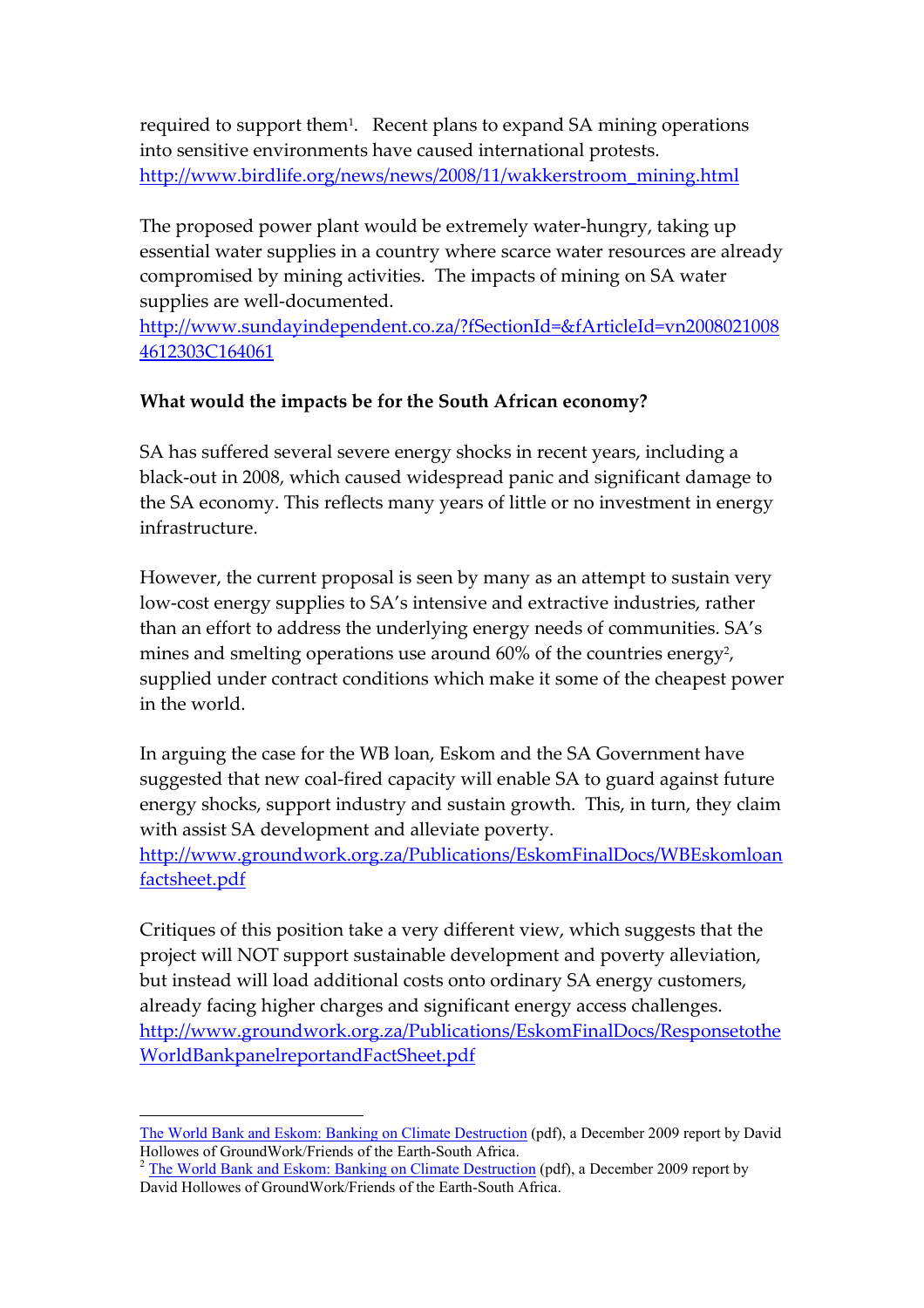required to support them[1]. Recent plans to expand SA mining operations into sensitive environments have caused international protests. http://www.birdlife.org/news/news/2008/11/wakkerstroom_mining.html

The proposed power plant would be extremely water-hungry, taking up essential water supplies in a country where scarce water resources are already compromised by mining activities. The impacts of mining on SA water supplies are well-documented. http://www.sundayindependent.co.za/?fSectionId=&fArticleId=vn20080210084612303C164061

**What would the impacts be for the South African economy?**

SA has suffered several severe energy shocks in recent years, including a black-out in 2008, which caused widespread panic and significant damage to the SA economy. This reflects many years of little or no investment in energy infrastructure.

However, the current proposal is seen by many as an attempt to sustain very low-cost energy supplies to SA's intensive and extractive industries, rather than an effort to address the underlying energy needs of communities. SA's mines and smelting operations use around 60% of the countries energy[2], supplied under contract conditions which make it some of the cheapest power in the world.

In arguing the case for the WB loan, Eskom and the SA Government have suggested that new coal-fired capacity will enable SA to guard against future energy shocks, support industry and sustain growth. This, in turn, they claim with assist SA development and alleviate poverty. http://www.groundwork.org.za/Publications/EskomFinalDocs/WBEskomloanfactsheet.pdf

Critiques of this position take a very different view, which suggests that the project will NOT support sustainable development and poverty alleviation, but instead will load additional costs onto ordinary SA energy customers, already facing higher charges and significant energy access challenges. http://www.groundwork.org.za/Publications/EskomFinalDocs/ResponsetotheWorldBankpanelreportandFactSheet.pdf

---

The World Bank and Eskom: Banking on Climate Destruction (pdf), a December 2009 report by David Hollowes of GroundWork/Friends of the Earth-South Africa.

[2] The World Bank and Eskom: Banking on Climate Destruction (pdf), a December 2009 report by David Hollowes of GroundWork/Friends of the Earth-South Africa.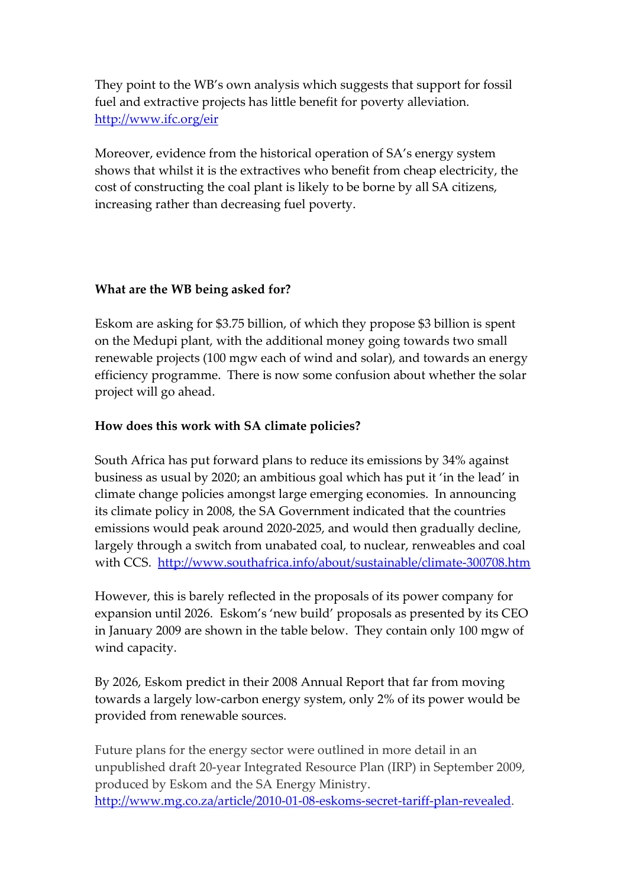They point to the WB's own analysis which suggests that support for fossil fuel and extractive projects has little benefit for poverty alleviation. http://www.ifc.org/eir

Moreover, evidence from the historical operation of SA's energy system shows that whilst it is the extractives who benefit from cheap electricity, the cost of constructing the coal plant is likely to be borne by all SA citizens, increasing rather than decreasing fuel poverty.

**What are the WB being asked for?**

Eskom are asking for $3.75 billion, of which they propose $3 billion is spent on the Medupi plant, with the additional money going towards two small renewable projects (100 mgw each of wind and solar), and towards an energy efficiency programme. There is now some confusion about whether the solar project will go ahead.

**How does this work with SA climate policies?**

South Africa has put forward plans to reduce its emissions by 34% against business as usual by 2020; an ambitious goal which has put it 'in the lead' in climate change policies amongst large emerging economies. In announcing its climate policy in 2008, the SA Government indicated that the countries emissions would peak around 2020-2025, and would then gradually decline, largely through a switch from unabated coal, to nuclear, renweables and coal with CCS. http://www.southafrica.info/about/sustainable/climate-300708.htm

However, this is barely reflected in the proposals of its power company for expansion until 2026. Eskom's 'new build' proposals as presented by its CEO in January 2009 are shown in the table below. They contain only 100 mgw of wind capacity.

By 2026, Eskom predict in their 2008 Annual Report that far from moving towards a largely low-carbon energy system, only 2% of its power would be provided from renewable sources.

Future plans for the energy sector were outlined in more detail in an unpublished draft 20-year Integrated Resource Plan (IRP) in September 2009, produced by Eskom and the SA Energy Ministry. http://www.mg.co.za/article/2010-01-08-eskoms-secret-tariff-plan-revealed.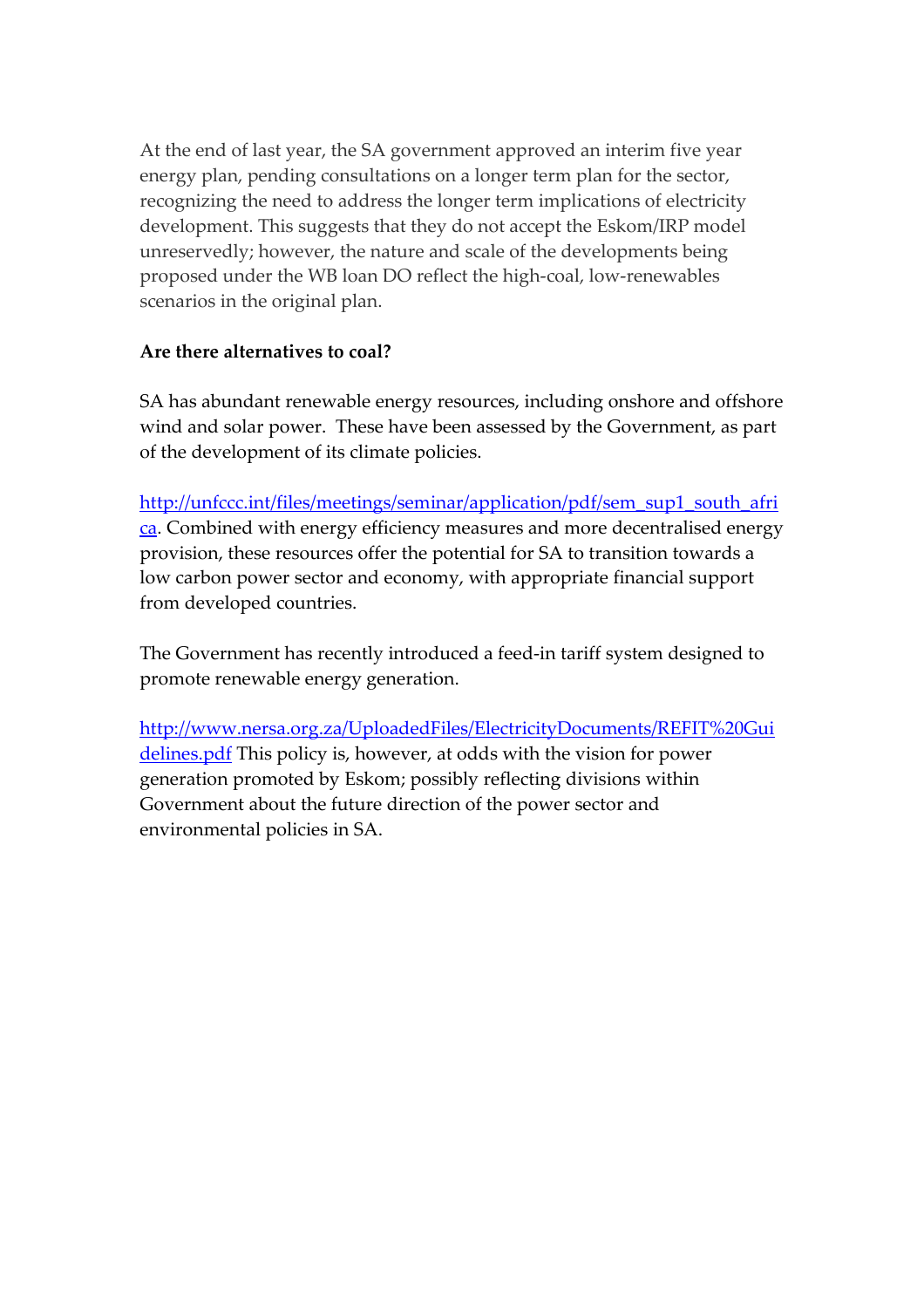At the end of last year, the SA government approved an interim five year energy plan, pending consultations on a longer term plan for the sector, recognizing the need to address the longer term implications of electricity development. This suggests that they do not accept the Eskom/IRP model unreservedly; however, the nature and scale of the developments being proposed under the WB loan DO reflect the high-coal, low-renewables scenarios in the original plan.

**Are there alternatives to coal?**

SA has abundant renewable energy resources, including onshore and offshore wind and solar power. These have been assessed by the Government, as part of the development of its climate policies.

[http://unfccc.int/files/meetings/seminar/application/pdf/sem_sup1_south_africa](http://unfccc.int/files/meetings/seminar/application/pdf/sem_sup1_south_africa). Combined with energy efficiency measures and more decentralised energy provision, these resources offer the potential for SA to transition towards a low carbon power sector and economy, with appropriate financial support from developed countries.

The Government has recently introduced a feed-in tariff system designed to promote renewable energy generation.

[http://www.nersa.org.za/UploadedFiles/ElectricityDocuments/REFIT%20Guidelines.pdf](http://www.nersa.org.za/UploadedFiles/ElectricityDocuments/REFIT%20Guidelines.pdf) This policy is, however, at odds with the vision for power generation promoted by Eskom; possibly reflecting divisions within Government about the future direction of the power sector and environmental policies in SA.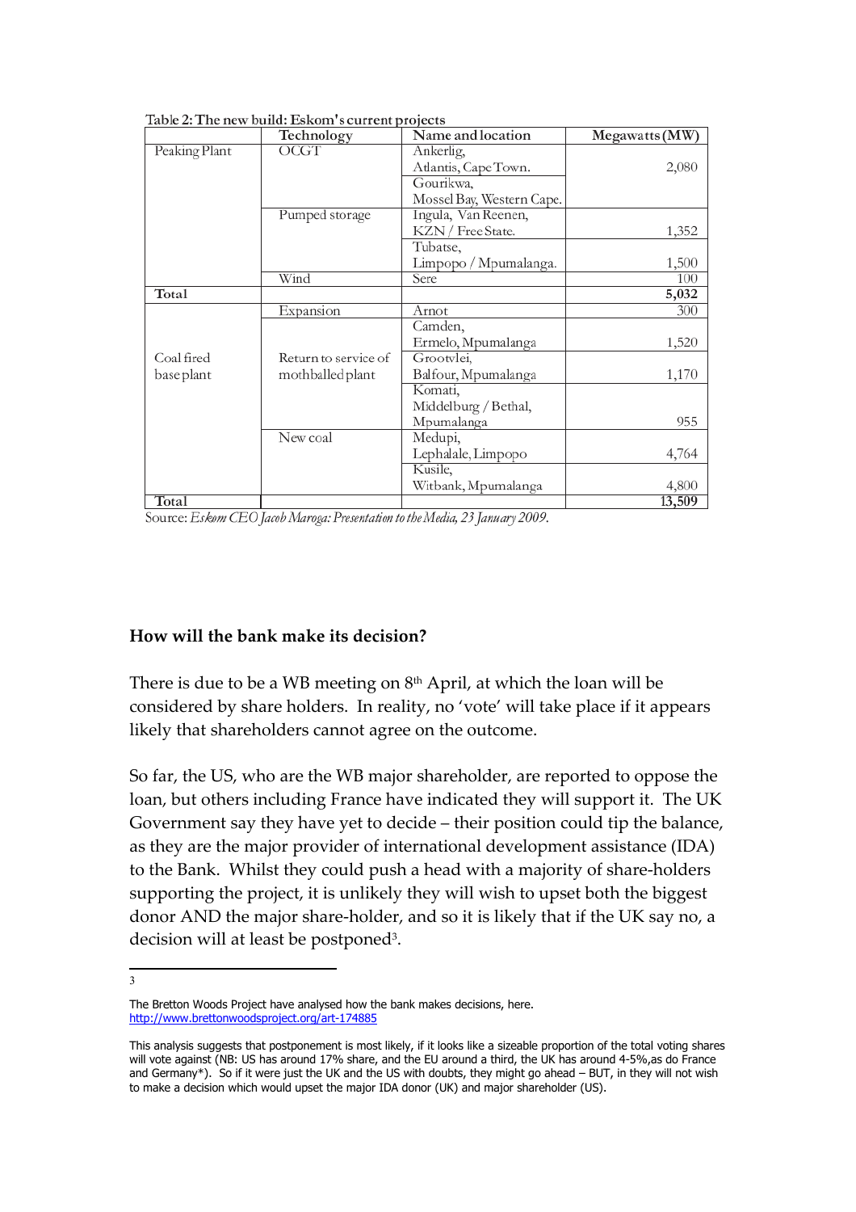Table 2: The new build: Eskom's current projects

| | Technology | Name and location | Megawatts (MW) |
|---|---|---|---|
| Peaking Plant | OCGT | Ankerlig, Atlantis, Cape Town. Gourikwa, Mossel Bay, Western Cape. | 2,080 |
| | Pumped storage | Ingula, Van Reenen, KZN / Free State. | 1,352 |
| | | Tubatse, Limpopo / Mpumalanga. | 1,500 |
| | Wind | Sere | 100 |
| **Total** | | | **5,032** |
| Coal fired base plant | Expansion | Arnot | 300 |
| | Return to service of mothballed plant | Camden, Ermelo, Mpumalanga | 1,520 |
| | | Grootvlei, Balfour, Mpumalanga | 1,170 |
| | | Komati, Middelburg / Bethal, Mpumalanga | 955 |
| | New coal | Medupi, Lephalale, Limpopo | 4,764 |
| | | Kusile, Witbank, Mpumalanga | 4,800 |
| **Total** | | | **13,509** |

Source: *Eskom CEO Jacob Maroga: Presentation to the Media, 23 January 2009.*

**How will the bank make its decision?**

There is due to be a WB meeting on 8th April, at which the loan will be considered by share holders. In reality, no 'vote' will take place if it appears likely that shareholders cannot agree on the outcome.

So far, the US, who are the WB major shareholder, are reported to oppose the loan, but others including France have indicated they will support it. The UK Government say they have yet to decide – their position could tip the balance, as they are the major provider of international development assistance (IDA) to the Bank. Whilst they could push a head with a majority of share-holders supporting the project, it is unlikely they will wish to upset both the biggest donor AND the major share-holder, and so it is likely that if the UK say no, a decision will at least be postponed[3].

---

[3] The Bretton Woods Project have analysed how the bank makes decisions, here. http://www.brettonwoodsproject.org/art-174885

This analysis suggests that postponement is most likely, if it looks like a sizeable proportion of the total voting shares will vote against (NB: US has around 17% share, and the EU around a third, the UK has around 4-5%,as do France and Germany*). So if it were just the UK and the US with doubts, they might go ahead – BUT, in they will not wish to make a decision which would upset the major IDA donor (UK) and major shareholder (US).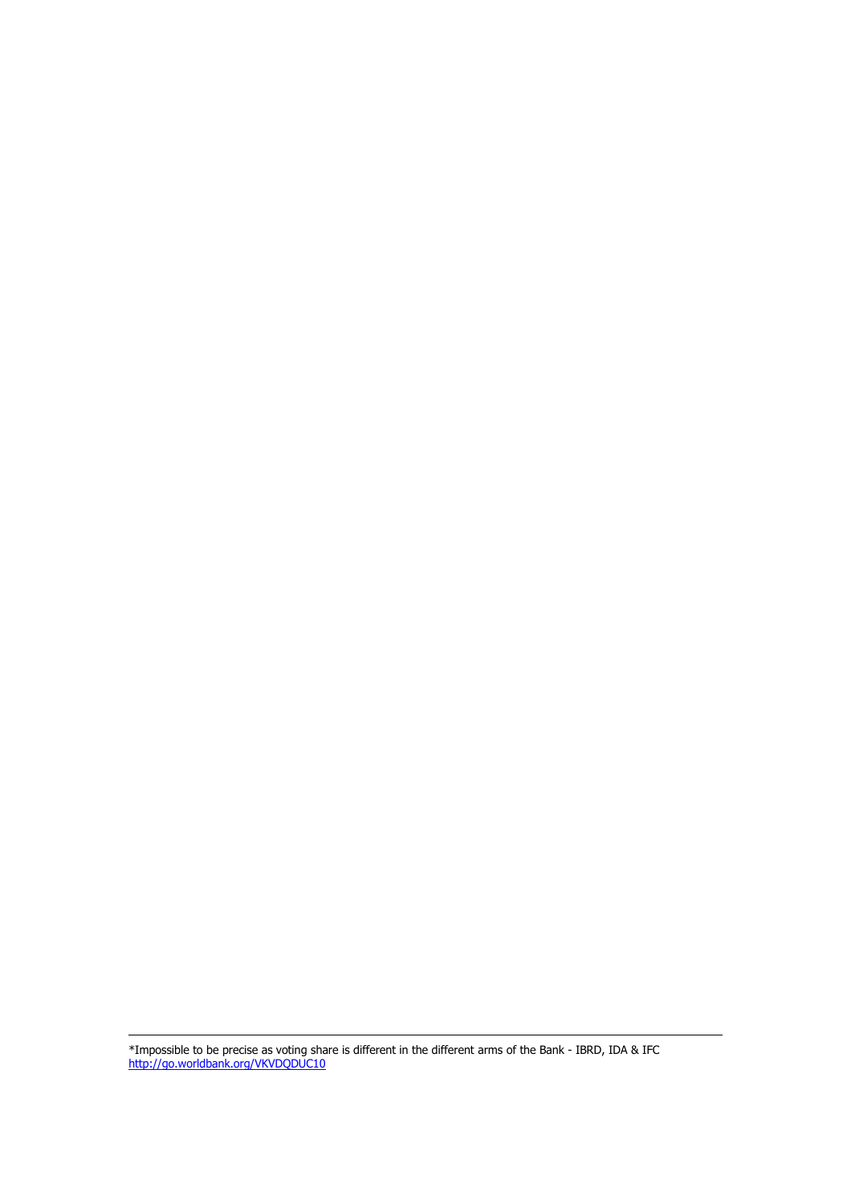*Impossible to be precise as voting share is different in the different arms of the Bank - IBRD, IDA & IFC
http://go.worldbank.org/VKVDQDUC10